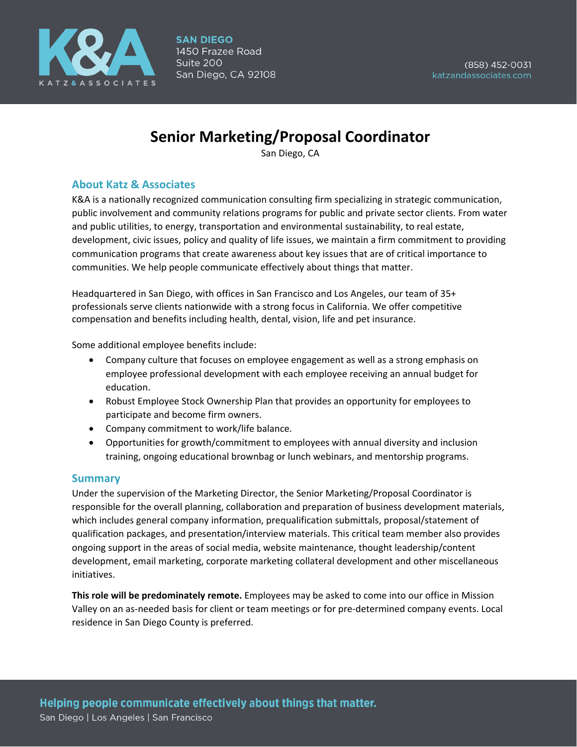SAN DIEGO
1450 Frazee Road
Suite 200
San Diego, CA 92108

(858) 452-0031
katzandassociates.com

# Senior Marketing/Proposal Coordinator

San Diego, CA

## About Katz & Associates

K&A is a nationally recognized communication consulting firm specializing in strategic communication, public involvement and community relations programs for public and private sector clients. From water and public utilities, to energy, transportation and environmental sustainability, to real estate, development, civic issues, policy and quality of life issues, we maintain a firm commitment to providing communication programs that create awareness about key issues that are of critical importance to communities. We help people communicate effectively about things that matter.

Headquartered in San Diego, with offices in San Francisco and Los Angeles, our team of 35+ professionals serve clients nationwide with a strong focus in California. We offer competitive compensation and benefits including health, dental, vision, life and pet insurance.

Some additional employee benefits include:

- Company culture that focuses on employee engagement as well as a strong emphasis on employee professional development with each employee receiving an annual budget for education.
- Robust Employee Stock Ownership Plan that provides an opportunity for employees to participate and become firm owners.
- Company commitment to work/life balance.
- Opportunities for growth/commitment to employees with annual diversity and inclusion training, ongoing educational brownbag or lunch webinars, and mentorship programs.

## Summary

Under the supervision of the Marketing Director, the Senior Marketing/Proposal Coordinator is responsible for the overall planning, collaboration and preparation of business development materials, which includes general company information, prequalification submittals, proposal/statement of qualification packages, and presentation/interview materials. This critical team member also provides ongoing support in the areas of social media, website maintenance, thought leadership/content development, email marketing, corporate marketing collateral development and other miscellaneous initiatives.

**This role will be predominately remote.** Employees may be asked to come into our office in Mission Valley on an as-needed basis for client or team meetings or for pre-determined company events. Local residence in San Diego County is preferred.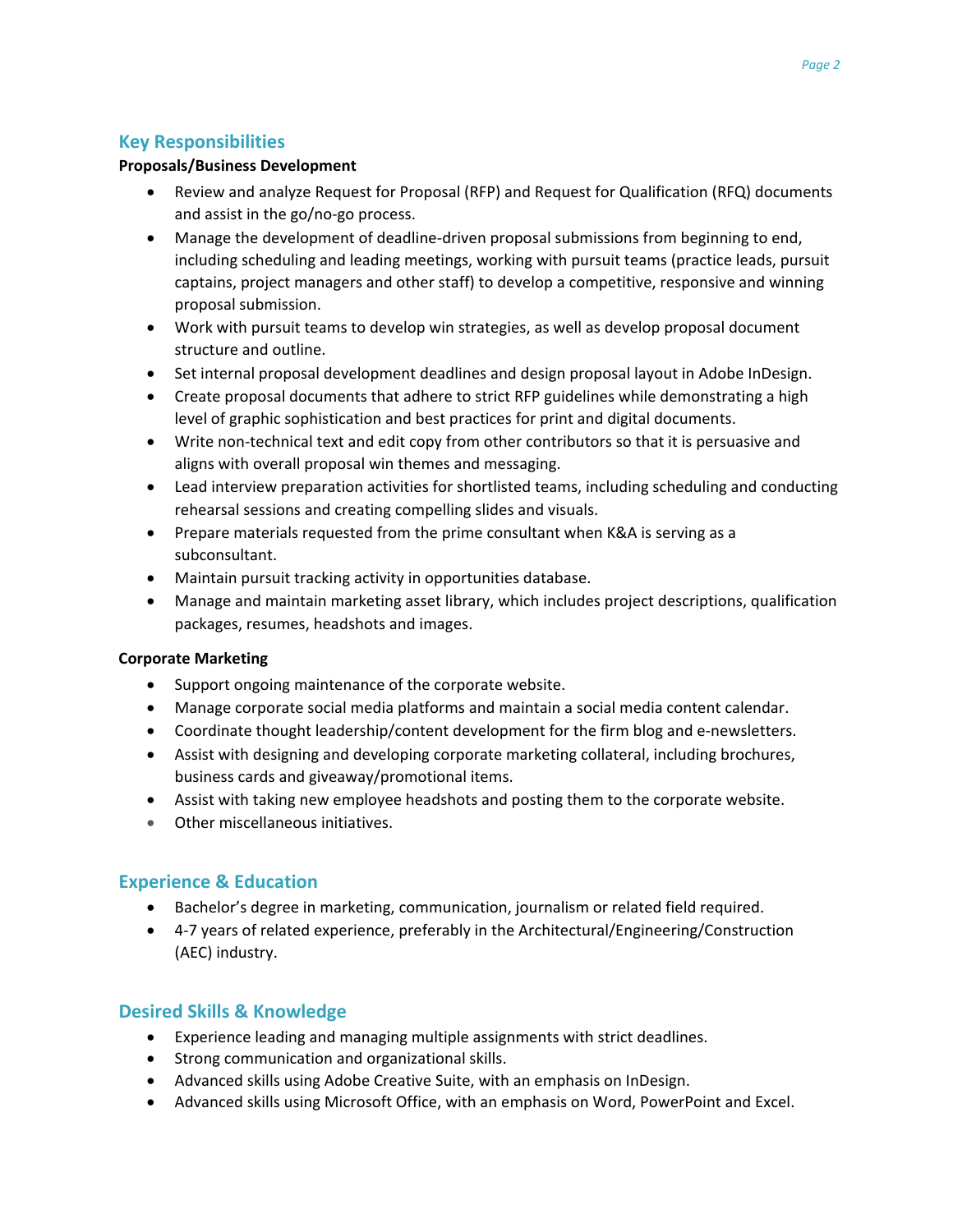## Key Responsibilities

**Proposals/Business Development**

- Review and analyze Request for Proposal (RFP) and Request for Qualification (RFQ) documents and assist in the go/no-go process.
- Manage the development of deadline-driven proposal submissions from beginning to end, including scheduling and leading meetings, working with pursuit teams (practice leads, pursuit captains, project managers and other staff) to develop a competitive, responsive and winning proposal submission.
- Work with pursuit teams to develop win strategies, as well as develop proposal document structure and outline.
- Set internal proposal development deadlines and design proposal layout in Adobe InDesign.
- Create proposal documents that adhere to strict RFP guidelines while demonstrating a high level of graphic sophistication and best practices for print and digital documents.
- Write non-technical text and edit copy from other contributors so that it is persuasive and aligns with overall proposal win themes and messaging.
- Lead interview preparation activities for shortlisted teams, including scheduling and conducting rehearsal sessions and creating compelling slides and visuals.
- Prepare materials requested from the prime consultant when K&A is serving as a subconsultant.
- Maintain pursuit tracking activity in opportunities database.
- Manage and maintain marketing asset library, which includes project descriptions, qualification packages, resumes, headshots and images.

**Corporate Marketing**

- Support ongoing maintenance of the corporate website.
- Manage corporate social media platforms and maintain a social media content calendar.
- Coordinate thought leadership/content development for the firm blog and e-newsletters.
- Assist with designing and developing corporate marketing collateral, including brochures, business cards and giveaway/promotional items.
- Assist with taking new employee headshots and posting them to the corporate website.
- Other miscellaneous initiatives.

## Experience & Education

- Bachelor's degree in marketing, communication, journalism or related field required.
- 4-7 years of related experience, preferably in the Architectural/Engineering/Construction (AEC) industry.

## Desired Skills & Knowledge

- Experience leading and managing multiple assignments with strict deadlines.
- Strong communication and organizational skills.
- Advanced skills using Adobe Creative Suite, with an emphasis on InDesign.
- Advanced skills using Microsoft Office, with an emphasis on Word, PowerPoint and Excel.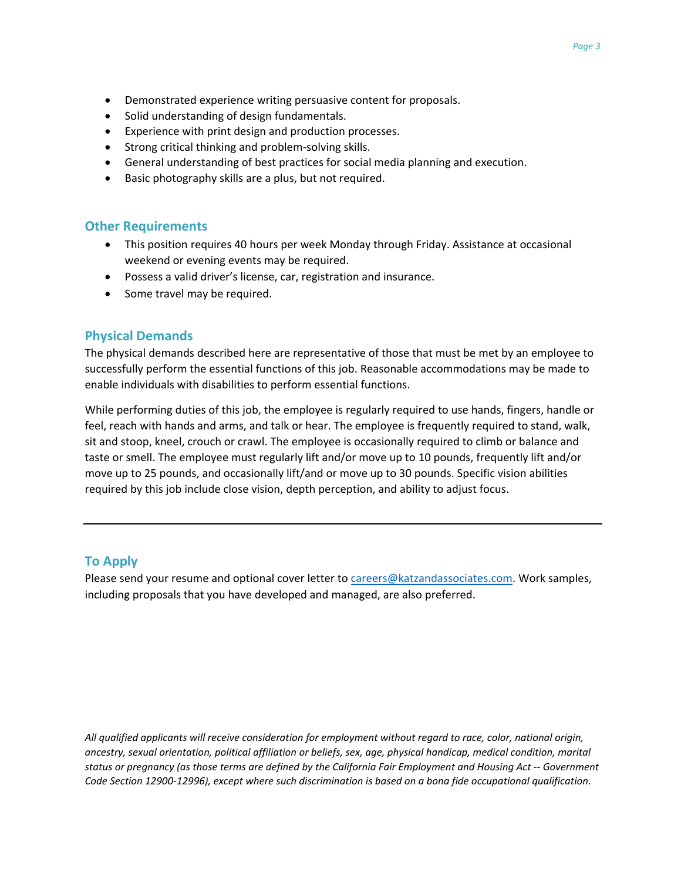- Demonstrated experience writing persuasive content for proposals.
- Solid understanding of design fundamentals.
- Experience with print design and production processes.
- Strong critical thinking and problem-solving skills.
- General understanding of best practices for social media planning and execution.
- Basic photography skills are a plus, but not required.

## Other Requirements

- This position requires 40 hours per week Monday through Friday. Assistance at occasional weekend or evening events may be required.
- Possess a valid driver's license, car, registration and insurance.
- Some travel may be required.

## Physical Demands

The physical demands described here are representative of those that must be met by an employee to successfully perform the essential functions of this job. Reasonable accommodations may be made to enable individuals with disabilities to perform essential functions.

While performing duties of this job, the employee is regularly required to use hands, fingers, handle or feel, reach with hands and arms, and talk or hear. The employee is frequently required to stand, walk, sit and stoop, kneel, crouch or crawl. The employee is occasionally required to climb or balance and taste or smell. The employee must regularly lift and/or move up to 10 pounds, frequently lift and/or move up to 25 pounds, and occasionally lift/and or move up to 30 pounds. Specific vision abilities required by this job include close vision, depth perception, and ability to adjust focus.

---

## To Apply

Please send your resume and optional cover letter to [careers@katzandassociates.com](mailto:careers@katzandassociates.com). Work samples, including proposals that you have developed and managed, are also preferred.

*All qualified applicants will receive consideration for employment without regard to race, color, national origin, ancestry, sexual orientation, political affiliation or beliefs, sex, age, physical handicap, medical condition, marital status or pregnancy (as those terms are defined by the California Fair Employment and Housing Act -- Government Code Section 12900-12996), except where such discrimination is based on a bona fide occupational qualification.*